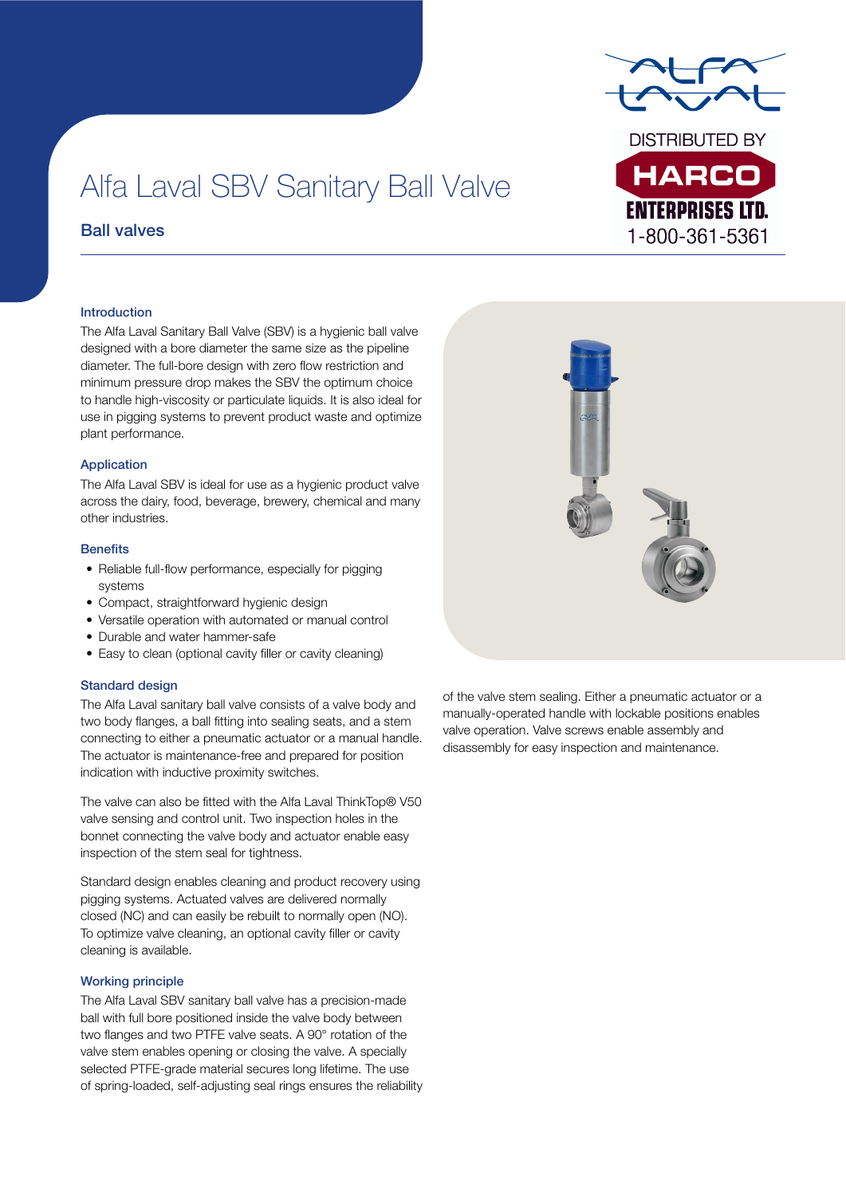# Alfa Laval SBV Sanitary Ball Valve

## Ball valves

DISTRIBUTED BY
HARCO
ENTERPRISES LTD.
1-800-361-5361

### Introduction

The Alfa Laval Sanitary Ball Valve (SBV) is a hygienic ball valve designed with a bore diameter the same size as the pipeline diameter. The full-bore design with zero flow restriction and minimum pressure drop makes the SBV the optimum choice to handle high-viscosity or particulate liquids. It is also ideal for use in pigging systems to prevent product waste and optimize plant performance.

### Application

The Alfa Laval SBV is ideal for use as a hygienic product valve across the dairy, food, beverage, brewery, chemical and many other industries.

### Benefits

- Reliable full-flow performance, especially for pigging systems
- Compact, straightforward hygienic design
- Versatile operation with automated or manual control
- Durable and water hammer-safe
- Easy to clean (optional cavity filler or cavity cleaning)

### Standard design

The Alfa Laval sanitary ball valve consists of a valve body and two body flanges, a ball fitting into sealing seats, and a stem connecting to either a pneumatic actuator or a manual handle. The actuator is maintenance-free and prepared for position indication with inductive proximity switches.

The valve can also be fitted with the Alfa Laval ThinkTop® V50 valve sensing and control unit. Two inspection holes in the bonnet connecting the valve body and actuator enable easy inspection of the stem seal for tightness.

Standard design enables cleaning and product recovery using pigging systems. Actuated valves are delivered normally closed (NC) and can easily be rebuilt to normally open (NO). To optimize valve cleaning, an optional cavity filler or cavity cleaning is available.

### Working principle

The Alfa Laval SBV sanitary ball valve has a precision-made ball with full bore positioned inside the valve body between two flanges and two PTFE valve seats. A 90° rotation of the valve stem enables opening or closing the valve. A specially selected PTFE-grade material secures long lifetime. The use of spring-loaded, self-adjusting seal rings ensures the reliability of the valve stem sealing. Either a pneumatic actuator or a manually-operated handle with lockable positions enables valve operation. Valve screws enable assembly and disassembly for easy inspection and maintenance.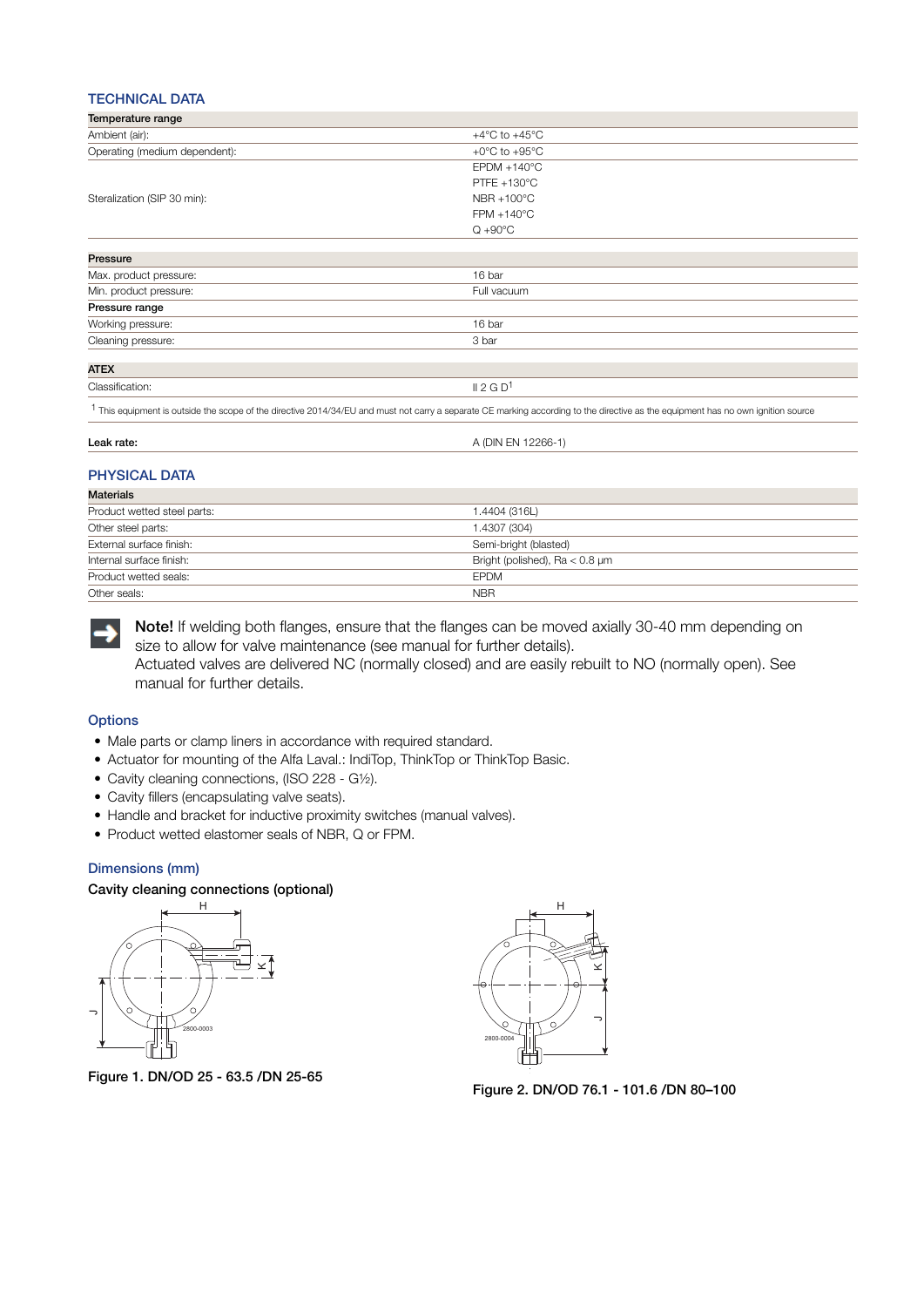## TECHNICAL DATA

| Temperature range | |
|---|---|
| Ambient (air): | +4°C to +45°C |
| Operating (medium dependent): | +0°C to +95°C |
| Steralization (SIP 30 min): | EPDM +140°C<br>PTFE +130°C<br>NBR +100°C<br>FPM +140°C<br>Q +90°C |

| Pressure | |
|---|---|
| Max. product pressure: | 16 bar |
| Min. product pressure: | Full vacuum |
| **Pressure range** | |
| Working pressure: | 16 bar |
| Cleaning pressure: | 3 bar |

| ATEX | |
|---|---|
| Classification: | II 2 G D[1] |

[1] This equipment is outside the scope of the directive 2014/34/EU and must not carry a separate CE marking according to the directive as the equipment has no own ignition source

| **Leak rate:** | A (DIN EN 12266-1) |
|---|---|

## PHYSICAL DATA

| Materials | |
|---|---|
| Product wetted steel parts: | 1.4404 (316L) |
| Other steel parts: | 1.4307 (304) |
| External surface finish: | Semi-bright (blasted) |
| Internal surface finish: | Bright (polished), Ra < 0.8 µm |
| Product wetted seals: | EPDM |
| Other seals: | NBR |

**Note!** If welding both flanges, ensure that the flanges can be moved axially 30-40 mm depending on size to allow for valve maintenance (see manual for further details).
Actuated valves are delivered NC (normally closed) and are easily rebuilt to NO (normally open). See manual for further details.

### Options

- Male parts or clamp liners in accordance with required standard.
- Actuator for mounting of the Alfa Laval.: IndiTop, ThinkTop or ThinkTop Basic.
- Cavity cleaning connections, (ISO 228 - G½).
- Cavity fillers (encapsulating valve seats).
- Handle and bracket for inductive proximity switches (manual valves).
- Product wetted elastomer seals of NBR, Q or FPM.

### Dimensions (mm)

**Cavity cleaning connections (optional)**

Figure 1. DN/OD 25 - 63.5 /DN 25-65

Figure 2. DN/OD 76.1 - 101.6 /DN 80–100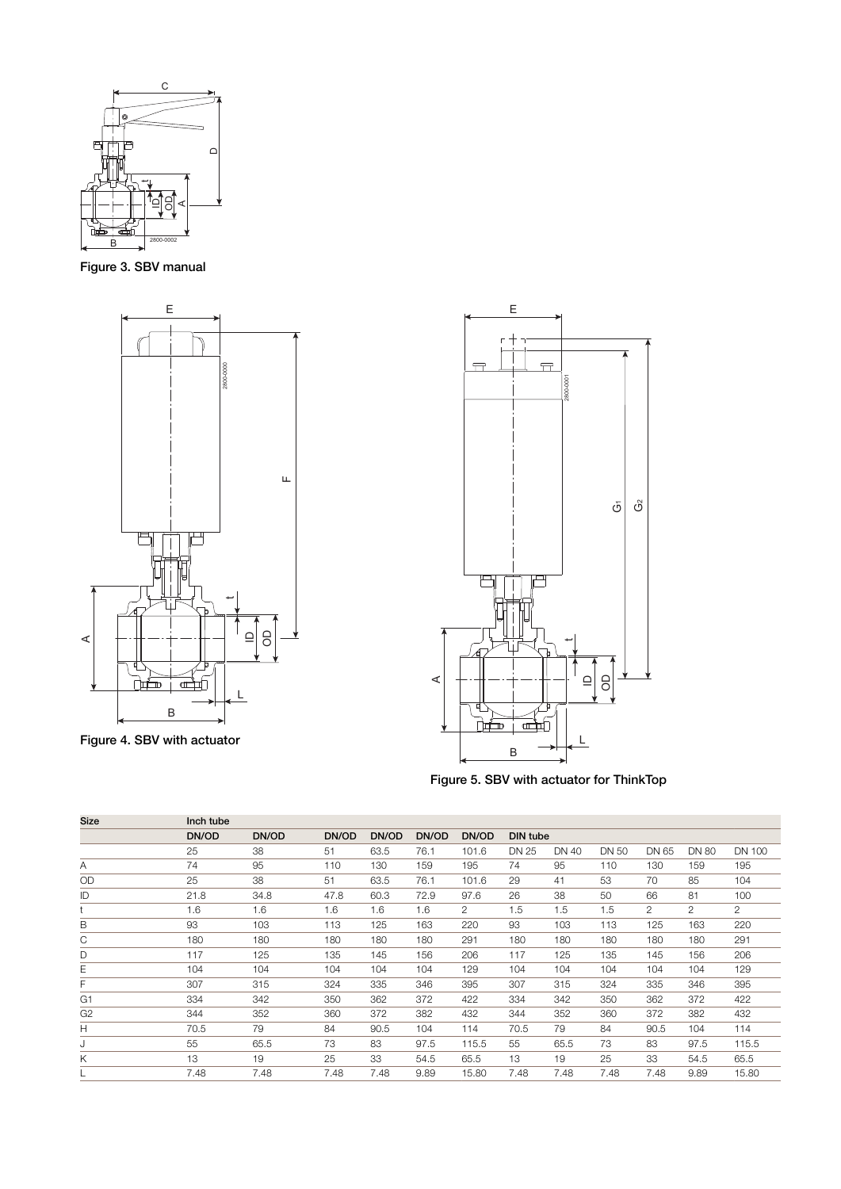Figure 3. SBV manual

Figure 4. SBV with actuator

Figure 5. SBV with actuator for ThinkTop

| Size | Inch tube | | | | | | DIN tube | | | | | |
|---|---|---|---|---|---|---|---|---|---|---|---|---|
| | DN/OD | DN/OD | DN/OD | DN/OD | DN/OD | DN/OD | DIN tube | | | | | |
| | 25 | 38 | 51 | 63.5 | 76.1 | 101.6 | DN 25 | DN 40 | DN 50 | DN 65 | DN 80 | DN 100 |
| A | 74 | 95 | 110 | 130 | 159 | 195 | 74 | 95 | 110 | 130 | 159 | 195 |
| OD | 25 | 38 | 51 | 63.5 | 76.1 | 101.6 | 29 | 41 | 53 | 70 | 85 | 104 |
| ID | 21.8 | 34.8 | 47.8 | 60.3 | 72.9 | 97.6 | 26 | 38 | 50 | 66 | 81 | 100 |
| t | 1.6 | 1.6 | 1.6 | 1.6 | 1.6 | 2 | 1.5 | 1.5 | 1.5 | 2 | 2 | 2 |
| B | 93 | 103 | 113 | 125 | 163 | 220 | 93 | 103 | 113 | 125 | 163 | 220 |
| C | 180 | 180 | 180 | 180 | 180 | 291 | 180 | 180 | 180 | 180 | 180 | 291 |
| D | 117 | 125 | 135 | 145 | 156 | 206 | 117 | 125 | 135 | 145 | 156 | 206 |
| E | 104 | 104 | 104 | 104 | 104 | 129 | 104 | 104 | 104 | 104 | 104 | 129 |
| F | 307 | 315 | 324 | 335 | 346 | 395 | 307 | 315 | 324 | 335 | 346 | 395 |
| G1 | 334 | 342 | 350 | 362 | 372 | 422 | 334 | 342 | 350 | 362 | 372 | 422 |
| G2 | 344 | 352 | 360 | 372 | 382 | 432 | 344 | 352 | 360 | 372 | 382 | 432 |
| H | 70.5 | 79 | 84 | 90.5 | 104 | 114 | 70.5 | 79 | 84 | 90.5 | 104 | 114 |
| J | 55 | 65.5 | 73 | 83 | 97.5 | 115.5 | 55 | 65.5 | 73 | 83 | 97.5 | 115.5 |
| K | 13 | 19 | 25 | 33 | 54.5 | 65.5 | 13 | 19 | 25 | 33 | 54.5 | 65.5 |
| L | 7.48 | 7.48 | 7.48 | 7.48 | 9.89 | 15.80 | 7.48 | 7.48 | 7.48 | 7.48 | 9.89 | 15.80 |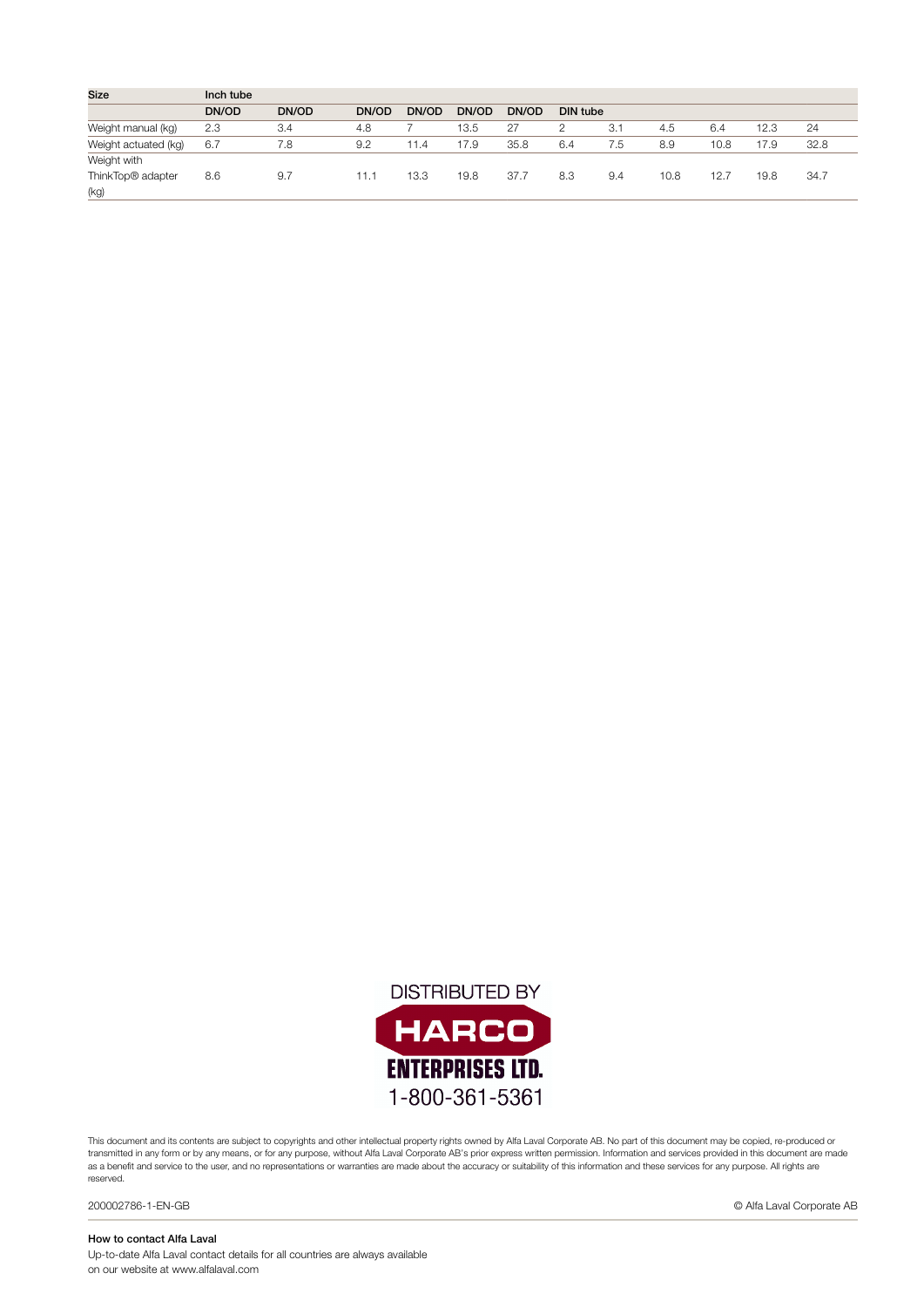| Size | Inch tube | | | | | | DIN tube | | | | | |
|---|---|---|---|---|---|---|---|---|---|---|---|---|
| | DN/OD | DN/OD | DN/OD | DN/OD | DN/OD | DN/OD | DIN tube | | | | | |
| Weight manual (kg) | 2.3 | 3.4 | 4.8 | 7 | 13.5 | 27 | 2 | 3.1 | 4.5 | 6.4 | 12.3 | 24 |
| Weight actuated (kg) | 6.7 | 7.8 | 9.2 | 11.4 | 17.9 | 35.8 | 6.4 | 7.5 | 8.9 | 10.8 | 17.9 | 32.8 |
| Weight with ThinkTop® adapter (kg) | 8.6 | 9.7 | 11.1 | 13.3 | 19.8 | 37.7 | 8.3 | 9.4 | 10.8 | 12.7 | 19.8 | 34.7 |

DISTRIBUTED BY
HARCO
ENTERPRISES LTD.
1-800-361-5361

This document and its contents are subject to copyrights and other intellectual property rights owned by Alfa Laval Corporate AB. No part of this document may be copied, re-produced or transmitted in any form or by any means, or for any purpose, without Alfa Laval Corporate AB's prior express written permission. Information and services provided in this document are made as a benefit and service to the user, and no representations or warranties are made about the accuracy or suitability of this information and these services for any purpose. All rights are reserved.

200002786-1-EN-GB

© Alfa Laval Corporate AB

**How to contact Alfa Laval**

Up-to-date Alfa Laval contact details for all countries are always available on our website at www.alfalaval.com